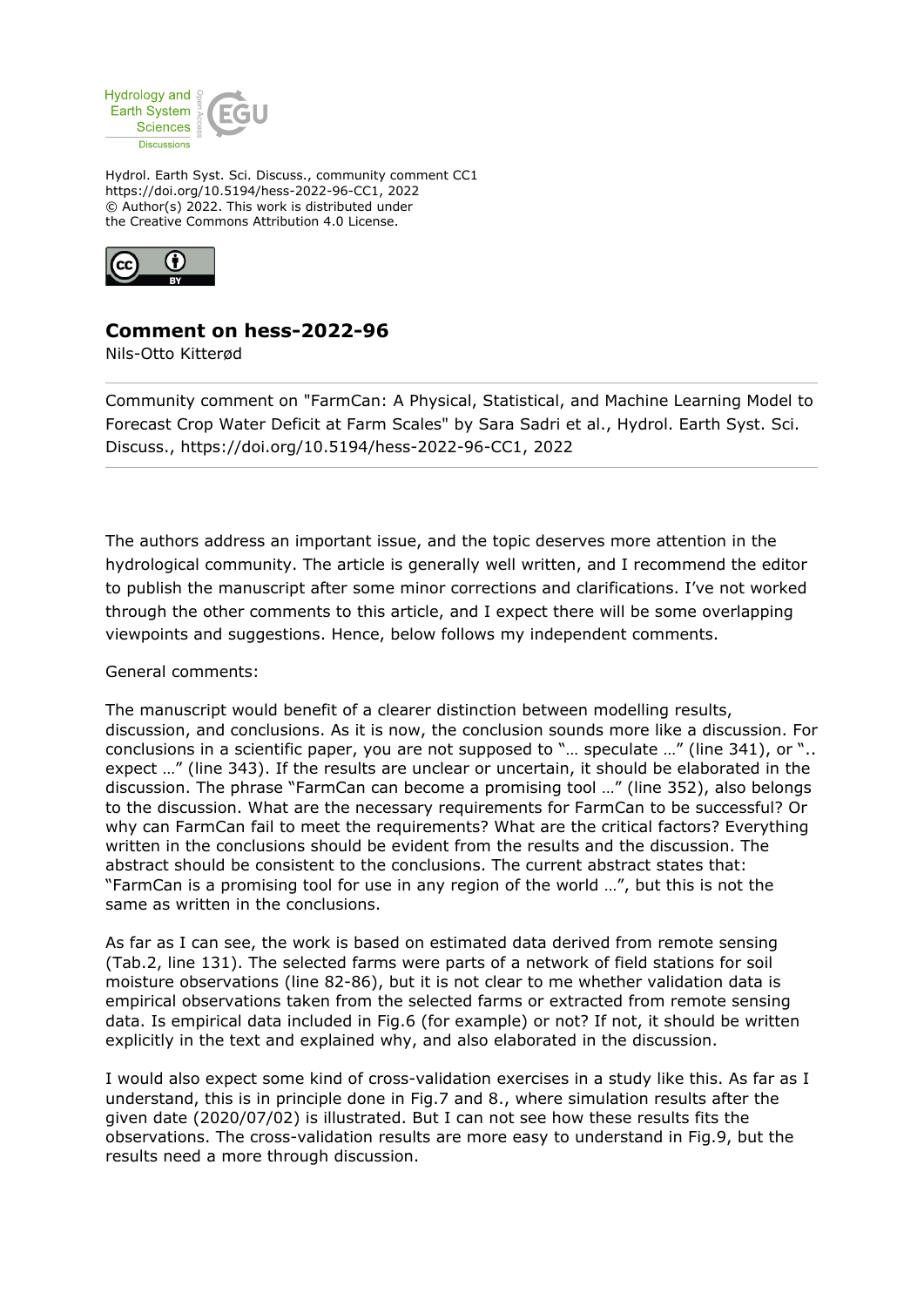Hydrol. Earth Syst. Sci. Discuss., community comment CC1
https://doi.org/10.5194/hess-2022-96-CC1, 2022
© Author(s) 2022. This work is distributed under
the Creative Commons Attribution 4.0 License.

# Comment on hess-2022-96

Nils-Otto Kitterød

Community comment on "FarmCan: A Physical, Statistical, and Machine Learning Model to Forecast Crop Water Deficit at Farm Scales" by Sara Sadri et al., Hydrol. Earth Syst. Sci. Discuss., https://doi.org/10.5194/hess-2022-96-CC1, 2022

---

The authors address an important issue, and the topic deserves more attention in the hydrological community. The article is generally well written, and I recommend the editor to publish the manuscript after some minor corrections and clarifications. I've not worked through the other comments to this article, and I expect there will be some overlapping viewpoints and suggestions. Hence, below follows my independent comments.

General comments:

The manuscript would benefit of a clearer distinction between modelling results, discussion, and conclusions. As it is now, the conclusion sounds more like a discussion. For conclusions in a scientific paper, you are not supposed to "… speculate …" (line 341), or ".. expect …" (line 343). If the results are unclear or uncertain, it should be elaborated in the discussion. The phrase "FarmCan can become a promising tool …" (line 352), also belongs to the discussion. What are the necessary requirements for FarmCan to be successful? Or why can FarmCan fail to meet the requirements? What are the critical factors? Everything written in the conclusions should be evident from the results and the discussion. The abstract should be consistent to the conclusions. The current abstract states that: "FarmCan is a promising tool for use in any region of the world …", but this is not the same as written in the conclusions.

As far as I can see, the work is based on estimated data derived from remote sensing (Tab.2, line 131). The selected farms were parts of a network of field stations for soil moisture observations (line 82-86), but it is not clear to me whether validation data is empirical observations taken from the selected farms or extracted from remote sensing data. Is empirical data included in Fig.6 (for example) or not? If not, it should be written explicitly in the text and explained why, and also elaborated in the discussion.

I would also expect some kind of cross-validation exercises in a study like this. As far as I understand, this is in principle done in Fig.7 and 8., where simulation results after the given date (2020/07/02) is illustrated. But I can not see how these results fits the observations. The cross-validation results are more easy to understand in Fig.9, but the results need a more through discussion.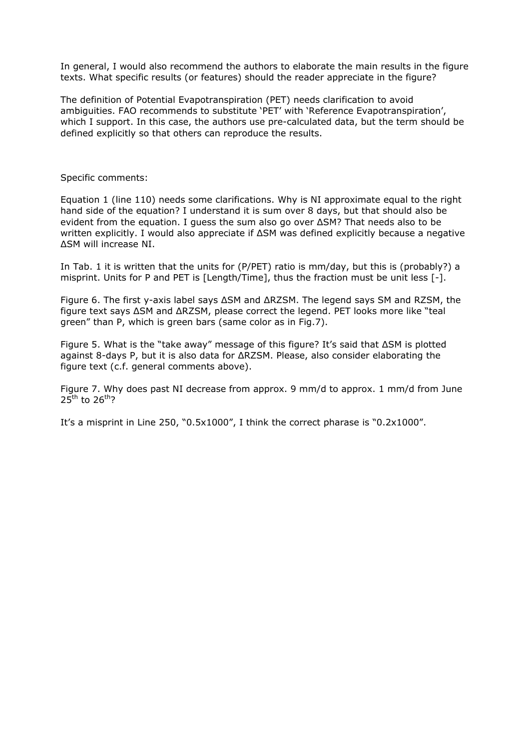In general, I would also recommend the authors to elaborate the main results in the figure texts. What specific results (or features) should the reader appreciate in the figure?

The definition of Potential Evapotranspiration (PET) needs clarification to avoid ambiguities. FAO recommends to substitute 'PET' with 'Reference Evapotranspiration', which I support. In this case, the authors use pre-calculated data, but the term should be defined explicitly so that others can reproduce the results.

Specific comments:

Equation 1 (line 110) needs some clarifications. Why is NI approximate equal to the right hand side of the equation? I understand it is sum over 8 days, but that should also be evident from the equation. I guess the sum also go over $\Delta SM$? That needs also to be written explicitly. I would also appreciate if $\Delta SM$ was defined explicitly because a negative $\Delta SM$ will increase NI.

In Tab. 1 it is written that the units for (P/PET) ratio is mm/day, but this is (probably?) a misprint. Units for P and PET is [Length/Time], thus the fraction must be unit less [-].

Figure 6. The first y-axis label says $\Delta SM$ and $\Delta RZSM$. The legend says SM and RZSM, the figure text says $\Delta SM$ and $\Delta RZSM$, please correct the legend. PET looks more like "teal green" than P, which is green bars (same color as in Fig.7).

Figure 5. What is the "take away" message of this figure? It's said that $\Delta SM$ is plotted against 8-days P, but it is also data for $\Delta RZSM$. Please, also consider elaborating the figure text (c.f. general comments above).

Figure 7. Why does past NI decrease from approx. 9 mm/d to approx. 1 mm/d from June $25^{th}$ to $26^{th}$?

It's a misprint in Line 250, "0.5x1000", I think the correct pharase is "0.2x1000".